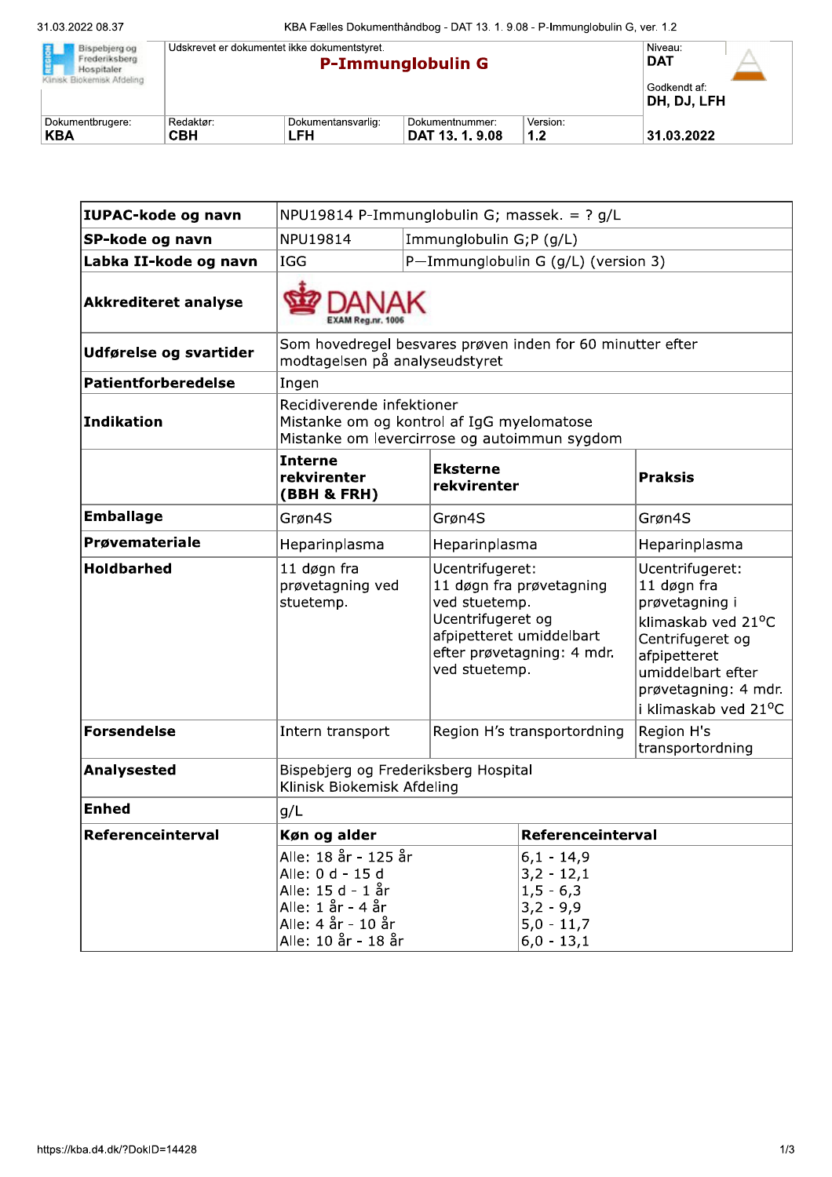| | Udskrevet er dokumentet ikke dokumentstyret. | | | Niveau: **DAT** |
|---|---|---|---|---|
| Bispebjerg og Frederiksberg Hospitaler Klinisk Biokemisk Afdeling | **P-Immunglobulin G** | | | Godkendt af: **DH, DJ, LFH** |
| Dokumentbrugere: **KBA** | Redaktør: **CBH** | Dokumentansvarlig: **LFH** | Dokumentnummer: **DAT 13. 1. 9.08** | Version: **1.2** — **31.03.2022** |

| **IUPAC-kode og navn** | NPU19814 P-Immunglobulin G; massek. = ? g/L | | |
|---|---|---|---|
| **SP-kode og navn** | NPU19814 | Immunglobulin G;P (g/L) | |
| **Labka II-kode og navn** | IGG | P—Immunglobulin G (g/L) (version 3) | |
| **Akkrediteret analyse** | DANAK EXAM Reg.nr. 1006 | | |
| **Udførelse og svartider** | Som hovedregel besvares prøven inden for 60 minutter efter modtagelsen på analyseudstyret | | |
| **Patientforberedelse** | Ingen | | |
| **Indikation** | Recidiverende infektioner<br>Mistanke om og kontrol af IgG myelomatose<br>Mistanke om levercirrose og autoimmun sygdom | | |
| | **Interne rekvirenter (BBH & FRH)** | **Eksterne rekvirenter** | **Praksis** |
| **Emballage** | Grøn4S | Grøn4S | Grøn4S |
| **Prøvemateriale** | Heparinplasma | Heparinplasma | Heparinplasma |
| **Holdbarhed** | 11 døgn fra prøvetagning ved stuetemp. | Ucentrifugeret:<br>11 døgn fra prøvetagning ved stuetemp.<br>Ucentrifugeret og afpipetteret umiddelbart efter prøvetagning: 4 mdr. ved stuetemp. | Ucentrifugeret:<br>11 døgn fra prøvetagning i klimaskab ved 21°C<br>Centrifugeret og afpipetteret umiddelbart efter prøvetagning: 4 mdr. i klimaskab ved 21°C |
| **Forsendelse** | Intern transport | Region H's transportordning | Region H's transportordning |
| **Analysested** | Bispebjerg og Frederiksberg Hospital<br>Klinisk Biokemisk Afdeling | | |
| **Enhed** | g/L | | |
| **Referenceinterval** | **Køn og alder** | **Referenceinterval** | |
| | Alle: 18 år - 125 år | 6,1 - 14,9 | |
| | Alle: 0 d - 15 d | 3,2 - 12,1 | |
| | Alle: 15 d - 1 år | 1,5 - 6,3 | |
| | Alle: 1 år - 4 år | 3,2 - 9,9 | |
| | Alle: 4 år - 10 år | 5,0 - 11,7 | |
| | Alle: 10 år - 18 år | 6,0 - 13,1 | |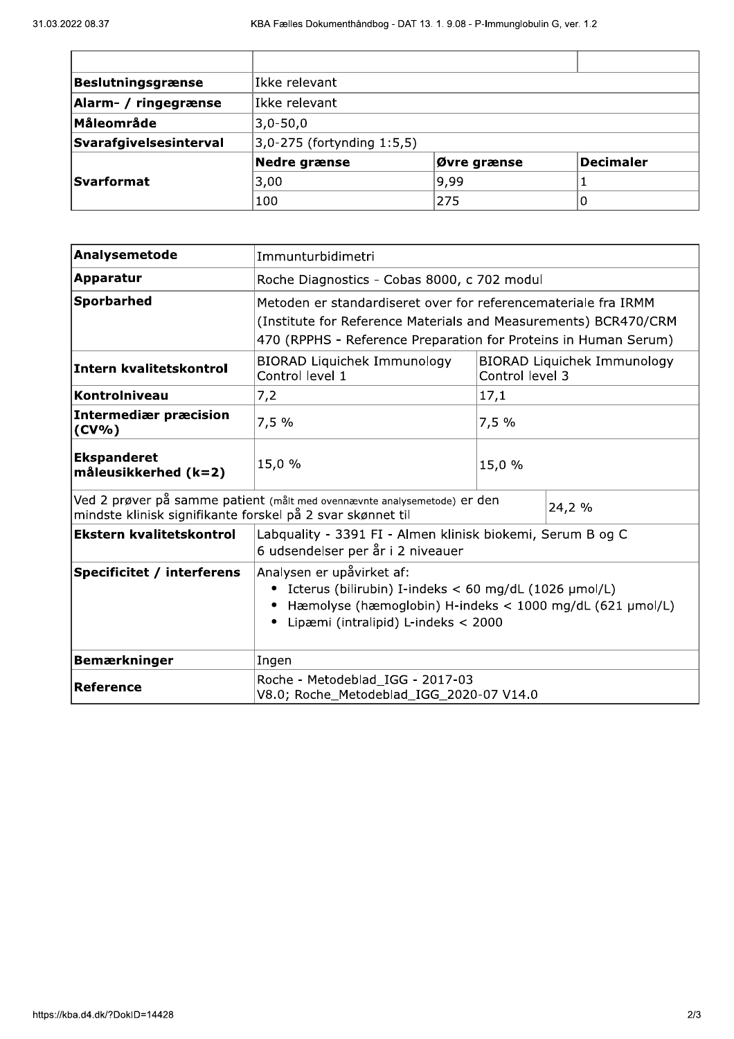| | | | |
|---|---|---|---|
| **Beslutningsgrænse** | Ikke relevant | | |
| **Alarm- / ringegrænse** | Ikke relevant | | |
| **Måleområde** | 3,0-50,0 | | |
| **Svarafgivelsesinterval** | 3,0-275 (fortynding 1:5,5) | | |
| **Svarformat** | **Nedre grænse** | **Øvre grænse** | **Decimaler** |
| | 3,00 | 9,99 | 1 |
| | 100 | 275 | 0 |

| | | |
|---|---|---|
| **Analysemetode** | Immunturbidimetri | |
| **Apparatur** | Roche Diagnostics - Cobas 8000, c 702 modul | |
| **Sporbarhed** | Metoden er standardiseret over for referencemateriale fra IRMM (Institute for Reference Materials and Measurements) BCR470/CRM 470 (RPPHS - Reference Preparation for Proteins in Human Serum) | |
| **Intern kvalitetskontrol** | BIORAD Liquichek Immunology Control level 1 | BIORAD Liquichek Immunology Control level 3 |
| **Kontrolniveau** | 7,2 | 17,1 |
| **Intermediær præcision (CV%)** | 7,5 % | 7,5 % |
| **Ekspanderet måleusikkerhed (k=2)** | 15,0 % | 15,0 % |
| Ved 2 prøver på samme patient (målt med ovennævnte analysemetode) er den mindste klinisk signifikante forskel på 2 svar skønnet til | | 24,2 % |
| **Ekstern kvalitetskontrol** | Labquality - 3391 FI - Almen klinisk biokemi, Serum B og C<br>6 udsendelser per år i 2 niveauer | |
| **Specificitet / interferens** | Analysen er upåvirket af:<br>• Icterus (bilirubin) I-indeks < 60 mg/dL (1026 µmol/L)<br>• Hæmolyse (hæmoglobin) H-indeks < 1000 mg/dL (621 µmol/L)<br>• Lipæmi (intralipid) L-indeks < 2000 | |
| **Bemærkninger** | Ingen | |
| **Reference** | Roche - Metodeblad_IGG - 2017-03 V8.0; Roche_Metodeblad_IGG_2020-07 V14.0 | |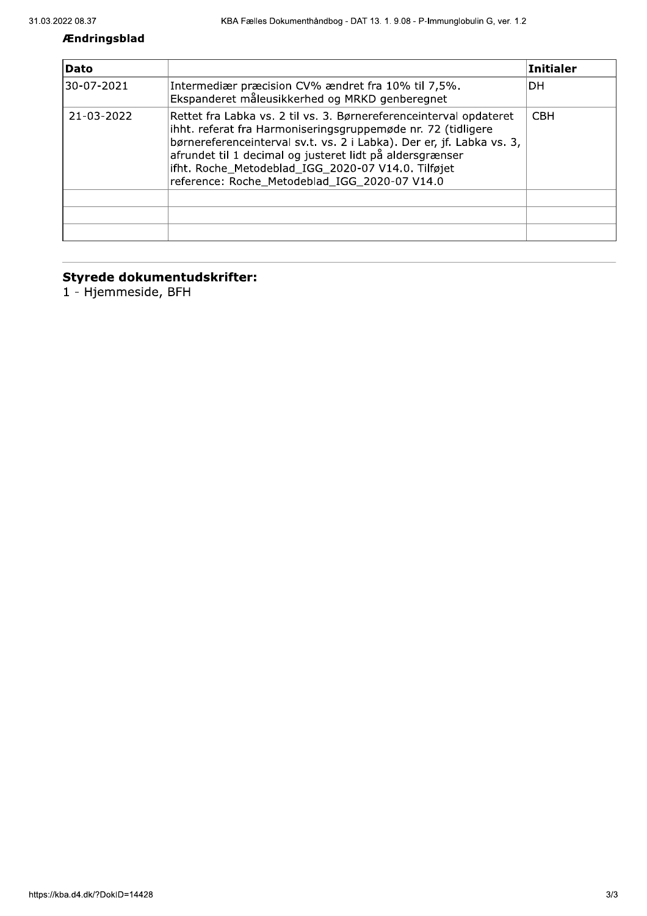**Ændringsblad**

| Dato | | Initialer |
|---|---|---|
| 30-07-2021 | Intermediær præcision CV% ændret fra 10% til 7,5%. Ekspanderet måleusikkerhed og MRKD genberegnet | DH |
| 21-03-2022 | Rettet fra Labka vs. 2 til vs. 3. Børnereferenceinterval opdateret ihht. referat fra Harmoniseringsgruppemøde nr. 72 (tidligere børnereferenceinterval sv.t. vs. 2 i Labka). Der er, jf. Labka vs. 3, afrundet til 1 decimal og justeret lidt på aldersgrænser ifht. Roche_Metodeblad_IGG_2020-07 V14.0. Tilføjet reference: Roche_Metodeblad_IGG_2020-07 V14.0 | CBH |
| | | |
| | | |
| | | |

## Styrede dokumentudskrifter:

1 - Hjemmeside, BFH